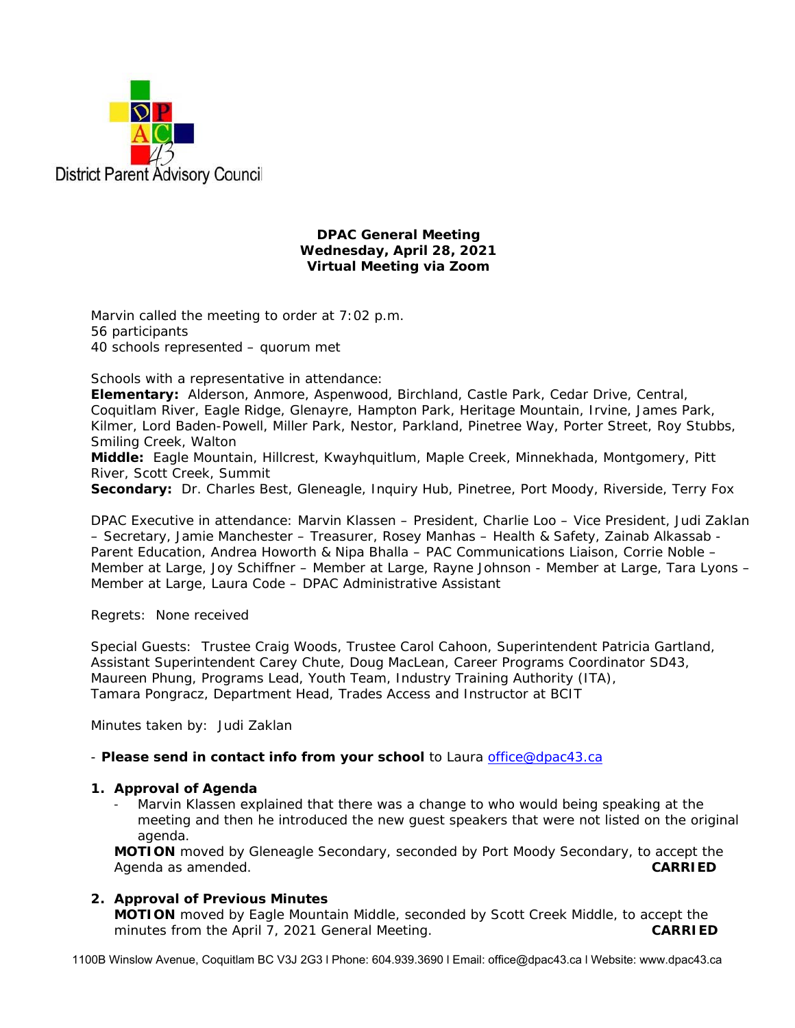District Parent Advisory Council

**DPAC General Meeting**
**Wednesday, April 28, 2021**
**Virtual Meeting via Zoom**

Marvin called the meeting to order at 7:02 p.m.
56 participants
40 schools represented – quorum met

Schools with a representative in attendance:
**Elementary:** Alderson, Anmore, Aspenwood, Birchland, Castle Park, Cedar Drive, Central, Coquitlam River, Eagle Ridge, Glenayre, Hampton Park, Heritage Mountain, Irvine, James Park, Kilmer, Lord Baden-Powell, Miller Park, Nestor, Parkland, Pinetree Way, Porter Street, Roy Stubbs, Smiling Creek, Walton
**Middle:** Eagle Mountain, Hillcrest, Kwayhquitlum, Maple Creek, Minnekhada, Montgomery, Pitt River, Scott Creek, Summit
**Secondary:** Dr. Charles Best, Gleneagle, Inquiry Hub, Pinetree, Port Moody, Riverside, Terry Fox

DPAC Executive in attendance: Marvin Klassen – President, Charlie Loo – Vice President, Judi Zaklan – Secretary, Jamie Manchester – Treasurer, Rosey Manhas – Health & Safety, Zainab Alkassab - Parent Education, Andrea Howorth & Nipa Bhalla – PAC Communications Liaison, Corrie Noble – Member at Large, Joy Schiffner – Member at Large, Rayne Johnson - Member at Large, Tara Lyons – Member at Large, Laura Code – DPAC Administrative Assistant

Regrets: None received

Special Guests: Trustee Craig Woods, Trustee Carol Cahoon, Superintendent Patricia Gartland, Assistant Superintendent Carey Chute, Doug MacLean, Career Programs Coordinator SD43, Maureen Phung, Programs Lead, Youth Team, Industry Training Authority (ITA), Tamara Pongracz, Department Head, Trades Access and Instructor at BCIT

Minutes taken by: Judi Zaklan

- **Please send in contact info from your school** to Laura office@dpac43.ca

1. **Approval of Agenda**
   - Marvin Klassen explained that there was a change to who would being speaking at the meeting and then he introduced the new guest speakers that were not listed on the original agenda.

   **MOTION** moved by Gleneagle Secondary, seconded by Port Moody Secondary, to accept the Agenda as amended. **CARRIED**

2. **Approval of Previous Minutes**
   **MOTION** moved by Eagle Mountain Middle, seconded by Scott Creek Middle, to accept the minutes from the April 7, 2021 General Meeting. **CARRIED**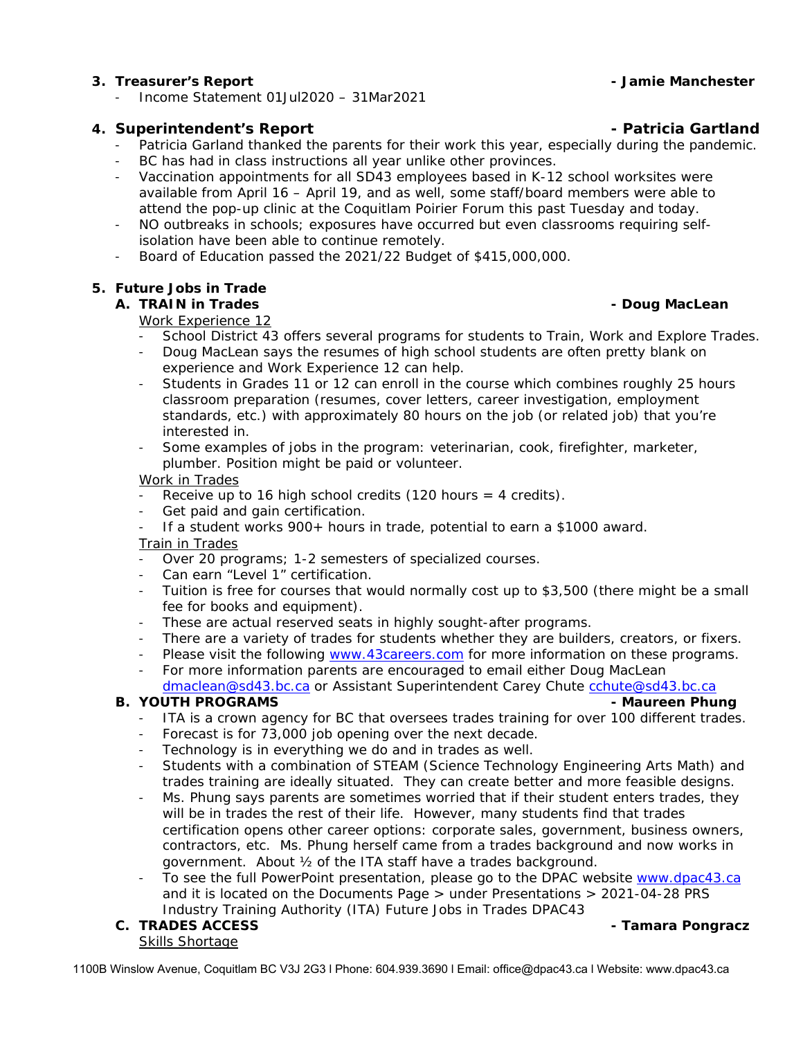### 3. Treasurer's Report - Jamie Manchester

- Income Statement 01Jul2020 – 31Mar2021

### 4. Superintendent's Report - Patricia Gartland

- Patricia Garland thanked the parents for their work this year, especially during the pandemic.
- BC has had in class instructions all year unlike other provinces.
- Vaccination appointments for all SD43 employees based in K-12 school worksites were available from April 16 – April 19, and as well, some staff/board members were able to attend the pop-up clinic at the Coquitlam Poirier Forum this past Tuesday and today.
- NO outbreaks in schools; exposures have occurred but even classrooms requiring self-isolation have been able to continue remotely.
- Board of Education passed the 2021/22 Budget of $415,000,000.

### 5. Future Jobs in Trade

#### A. TRAIN in Trades - Doug MacLean

<u>Work Experience 12</u>

- School District 43 offers several programs for students to Train, Work and Explore Trades.
- Doug MacLean says the resumes of high school students are often pretty blank on experience and Work Experience 12 can help.
- Students in Grades 11 or 12 can enroll in the course which combines roughly 25 hours classroom preparation (resumes, cover letters, career investigation, employment standards, etc.) with approximately 80 hours on the job (or related job) that you're interested in.
- Some examples of jobs in the program: veterinarian, cook, firefighter, marketer, plumber. Position might be paid or volunteer.

<u>Work in Trades</u>

- Receive up to 16 high school credits (120 hours = 4 credits).
- Get paid and gain certification.
- If a student works 900+ hours in trade, potential to earn a $1000 award.

<u>Train in Trades</u>

- Over 20 programs; 1-2 semesters of specialized courses.
- Can earn "Level 1" certification.
- Tuition is free for courses that would normally cost up to $3,500 (there might be a small fee for books and equipment).
- These are actual reserved seats in highly sought-after programs.
- There are a variety of trades for students whether they are builders, creators, or fixers.
- Please visit the following www.43careers.com for more information on these programs.
- For more information parents are encouraged to email either Doug MacLean dmaclean@sd43.bc.ca or Assistant Superintendent Carey Chute cchute@sd43.bc.ca

#### B. YOUTH PROGRAMS - Maureen Phung

- ITA is a crown agency for BC that oversees trades training for over 100 different trades.
- Forecast is for 73,000 job opening over the next decade.
- Technology is in everything we do and in trades as well.
- Students with a combination of STEAM (Science Technology Engineering Arts Math) and trades training are ideally situated. They can create better and more feasible designs.
- Ms. Phung says parents are sometimes worried that if their student enters trades, they will be in trades the rest of their life. However, many students find that trades certification opens other career options: corporate sales, government, business owners, contractors, etc. Ms. Phung herself came from a trades background and now works in government. About ½ of the ITA staff have a trades background.
- To see the full PowerPoint presentation, please go to the DPAC website www.dpac43.ca and it is located on the Documents Page > under Presentations > 2021-04-28 PRS Industry Training Authority (ITA) Future Jobs in Trades DPAC43

#### C. TRADES ACCESS - Tamara Pongracz

<u>Skills Shortage</u>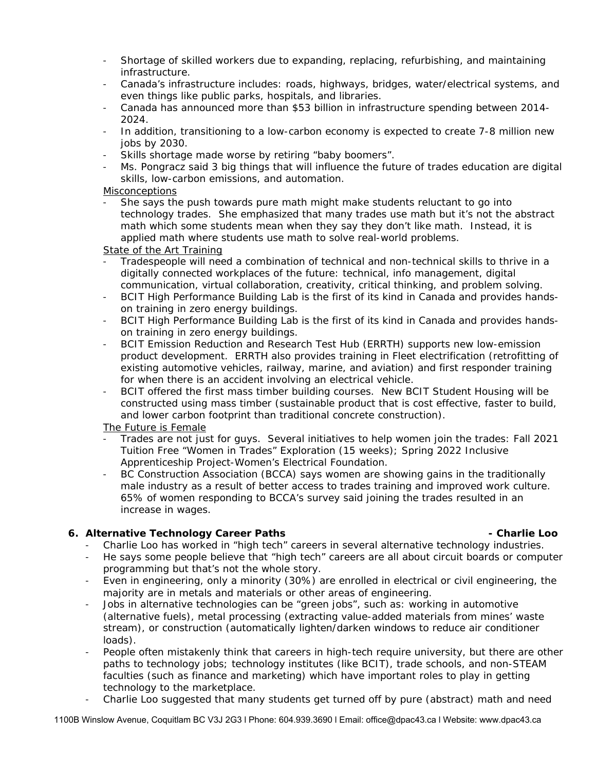- Shortage of skilled workers due to expanding, replacing, refurbishing, and maintaining infrastructure.
- Canada's infrastructure includes: roads, highways, bridges, water/electrical systems, and even things like public parks, hospitals, and libraries.
- Canada has announced more than $53 billion in infrastructure spending between 2014-2024.
- In addition, transitioning to a low-carbon economy is expected to create 7-8 million new jobs by 2030.
- Skills shortage made worse by retiring "baby boomers".
- Ms. Pongracz said 3 big things that will influence the future of trades education are digital skills, low-carbon emissions, and automation.

Misconceptions

- She says the push towards pure math might make students reluctant to go into technology trades. She emphasized that many trades use math but it's not the abstract math which some students mean when they say they don't like math. Instead, it is applied math where students use math to solve real-world problems.

State of the Art Training

- Tradespeople will need a combination of technical and non-technical skills to thrive in a digitally connected workplaces of the future: technical, info management, digital communication, virtual collaboration, creativity, critical thinking, and problem solving.
- BCIT High Performance Building Lab is the first of its kind in Canada and provides hands-on training in zero energy buildings.
- BCIT High Performance Building Lab is the first of its kind in Canada and provides hands-on training in zero energy buildings.
- BCIT Emission Reduction and Research Test Hub (ERRTH) supports new low-emission product development. ERRTH also provides training in Fleet electrification (retrofitting of existing automotive vehicles, railway, marine, and aviation) and first responder training for when there is an accident involving an electrical vehicle.
- BCIT offered the first mass timber building courses. New BCIT Student Housing will be constructed using mass timber (sustainable product that is cost effective, faster to build, and lower carbon footprint than traditional concrete construction).

The Future is Female

- Trades are not just for guys. Several initiatives to help women join the trades: Fall 2021 Tuition Free "Women in Trades" Exploration (15 weeks); Spring 2022 Inclusive Apprenticeship Project-Women's Electrical Foundation.
- BC Construction Association (BCCA) says women are showing gains in the traditionally male industry as a result of better access to trades training and improved work culture. 65% of women responding to BCCA's survey said joining the trades resulted in an increase in wages.

**6. Alternative Technology Career Paths - Charlie Loo**

- Charlie Loo has worked in "high tech" careers in several alternative technology industries.
- He says some people believe that "high tech" careers are all about circuit boards or computer programming but that's not the whole story.
- Even in engineering, only a minority (30%) are enrolled in electrical or civil engineering, the majority are in metals and materials or other areas of engineering.
- Jobs in alternative technologies can be "green jobs", such as: working in automotive (alternative fuels), metal processing (extracting value-added materials from mines' waste stream), or construction (automatically lighten/darken windows to reduce air conditioner loads).
- People often mistakenly think that careers in high-tech require university, but there are other paths to technology jobs; technology institutes (like BCIT), trade schools, and non-STEAM faculties (such as finance and marketing) which have important roles to play in getting technology to the marketplace.
- Charlie Loo suggested that many students get turned off by pure (abstract) math and need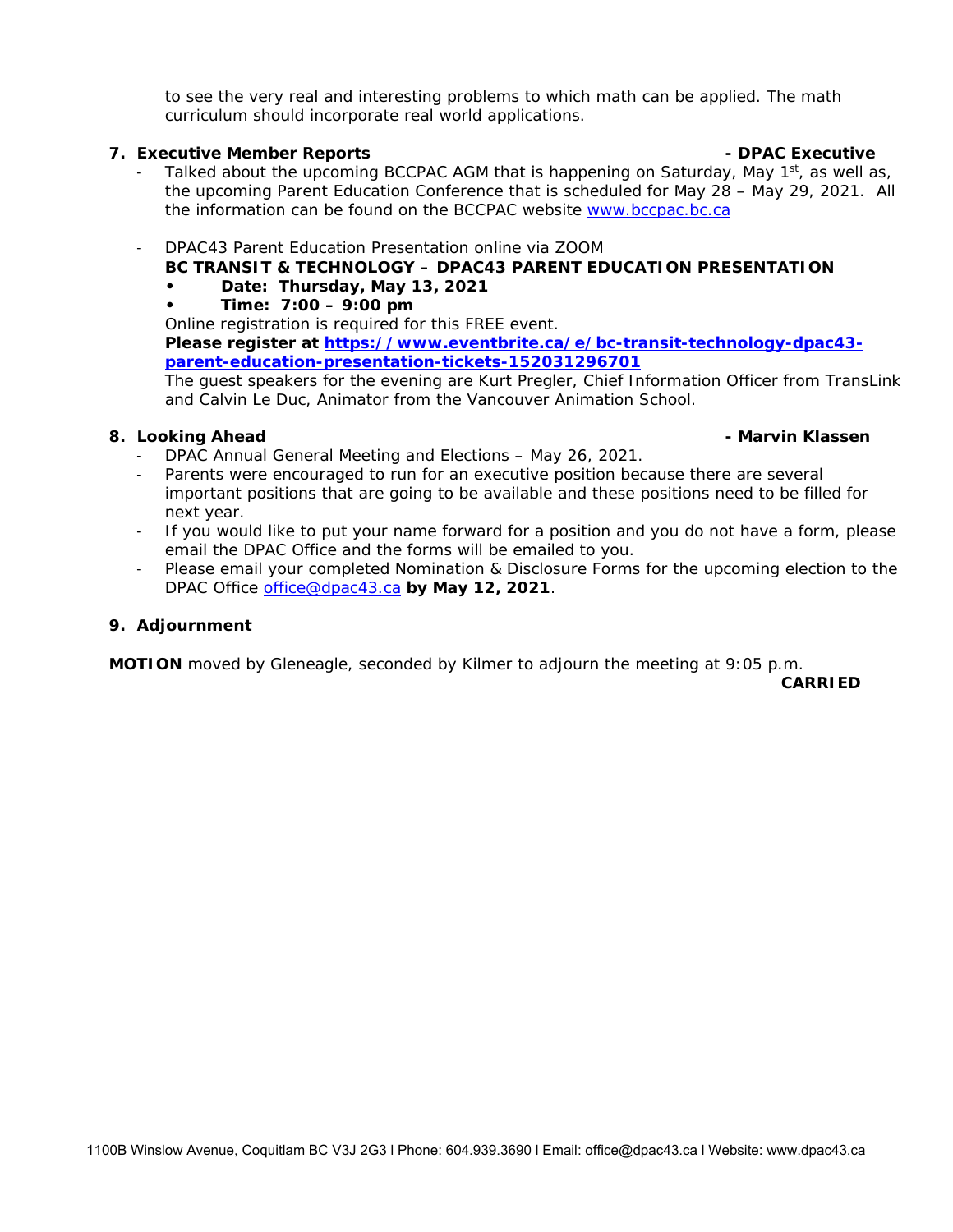to see the very real and interesting problems to which math can be applied. The math curriculum should incorporate real world applications.

**7. Executive Member Reports** **- DPAC Executive**

- Talked about the upcoming BCCPAC AGM that is happening on Saturday, May 1st, as well as, the upcoming Parent Education Conference that is scheduled for May 28 – May 29, 2021. All the information can be found on the BCCPAC website [www.bccpac.bc.ca](www.bccpac.bc.ca)

- DPAC43 Parent Education Presentation online via ZOOM
  **BC TRANSIT & TECHNOLOGY – DPAC43 PARENT EDUCATION PRESENTATION**
  - **Date: Thursday, May 13, 2021**
  - **Time: 7:00 – 9:00 pm**

  Online registration is required for this FREE event.
  **Please register at [https://www.eventbrite.ca/e/bc-transit-technology-dpac43-parent-education-presentation-tickets-152031296701](https://www.eventbrite.ca/e/bc-transit-technology-dpac43-parent-education-presentation-tickets-152031296701)**
  The guest speakers for the evening are Kurt Pregler, Chief Information Officer from TransLink and Calvin Le Duc, Animator from the Vancouver Animation School.

**8. Looking Ahead** **- Marvin Klassen**

- DPAC Annual General Meeting and Elections – May 26, 2021.
- Parents were encouraged to run for an executive position because there are several important positions that are going to be available and these positions need to be filled for next year.
- If you would like to put your name forward for a position and you do not have a form, please email the DPAC Office and the forms will be emailed to you.
- Please email your completed Nomination & Disclosure Forms for the upcoming election to the DPAC Office [office@dpac43.ca](mailto:office@dpac43.ca) **by May 12, 2021**.

**9. Adjournment**

**MOTION** moved by Gleneagle, seconded by Kilmer to adjourn the meeting at 9:05 p.m.

**CARRIED**